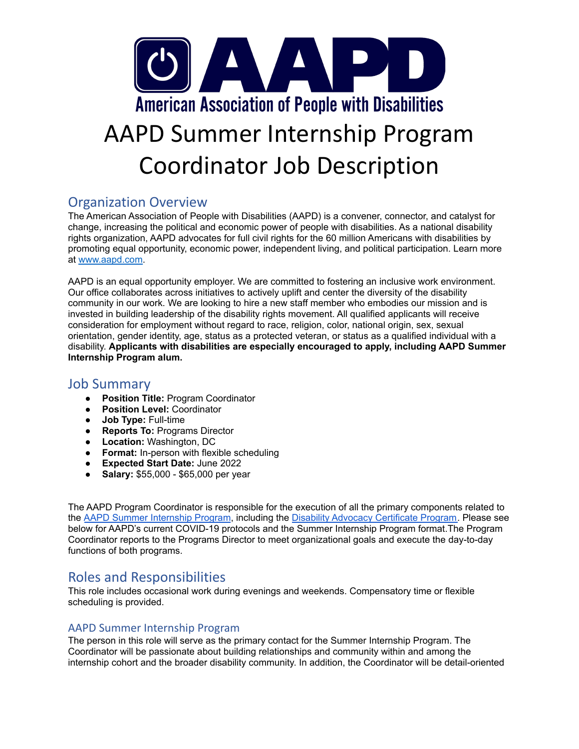AAPD

American Association of People with Disabilities

# AAPD Summer Internship Program Coordinator Job Description

## Organization Overview

The American Association of People with Disabilities (AAPD) is a convener, connector, and catalyst for change, increasing the political and economic power of people with disabilities. As a national disability rights organization, AAPD advocates for full civil rights for the 60 million Americans with disabilities by promoting equal opportunity, economic power, independent living, and political participation. Learn more at www.aapd.com.

AAPD is an equal opportunity employer. We are committed to fostering an inclusive work environment. Our office collaborates across initiatives to actively uplift and center the diversity of the disability community in our work. We are looking to hire a new staff member who embodies our mission and is invested in building leadership of the disability rights movement. All qualified applicants will receive consideration for employment without regard to race, religion, color, national origin, sex, sexual orientation, gender identity, age, status as a protected veteran, or status as a qualified individual with a disability. **Applicants with disabilities are especially encouraged to apply, including AAPD Summer Internship Program alum.**

## Job Summary

- **Position Title:** Program Coordinator
- **Position Level:** Coordinator
- **Job Type:** Full-time
- **Reports To:** Programs Director
- **Location:** Washington, DC
- **Format:** In-person with flexible scheduling
- **Expected Start Date:** June 2022
- **Salary:** $55,000 - $65,000 per year

The AAPD Program Coordinator is responsible for the execution of all the primary components related to the AAPD Summer Internship Program, including the Disability Advocacy Certificate Program. Please see below for AAPD's current COVID-19 protocols and the Summer Internship Program format.The Program Coordinator reports to the Programs Director to meet organizational goals and execute the day-to-day functions of both programs.

## Roles and Responsibilities

This role includes occasional work during evenings and weekends. Compensatory time or flexible scheduling is provided.

### AAPD Summer Internship Program

The person in this role will serve as the primary contact for the Summer Internship Program. The Coordinator will be passionate about building relationships and community within and among the internship cohort and the broader disability community. In addition, the Coordinator will be detail-oriented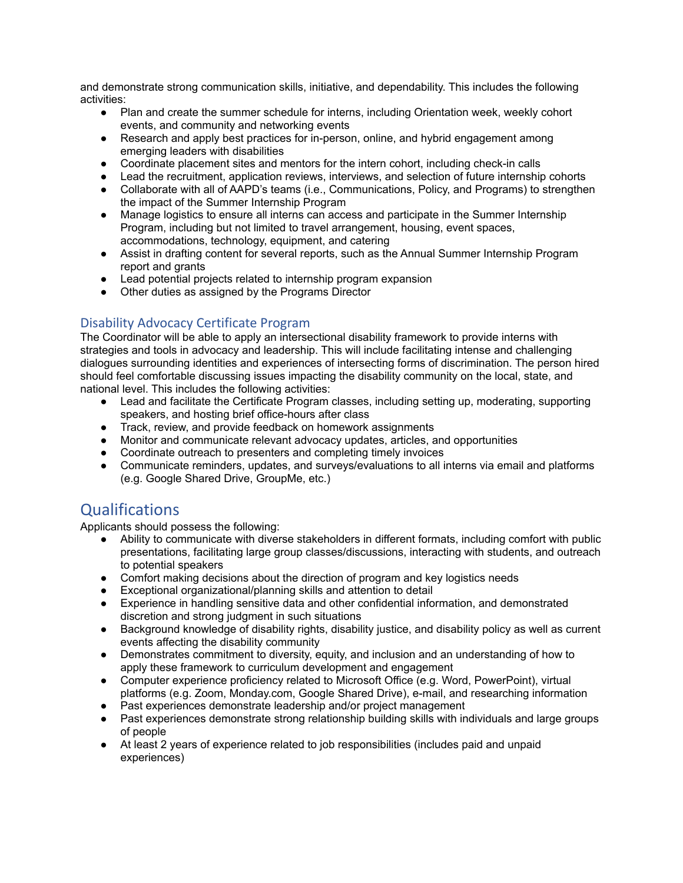and demonstrate strong communication skills, initiative, and dependability. This includes the following activities:

- Plan and create the summer schedule for interns, including Orientation week, weekly cohort events, and community and networking events
- Research and apply best practices for in-person, online, and hybrid engagement among emerging leaders with disabilities
- Coordinate placement sites and mentors for the intern cohort, including check-in calls
- Lead the recruitment, application reviews, interviews, and selection of future internship cohorts
- Collaborate with all of AAPD's teams (i.e., Communications, Policy, and Programs) to strengthen the impact of the Summer Internship Program
- Manage logistics to ensure all interns can access and participate in the Summer Internship Program, including but not limited to travel arrangement, housing, event spaces, accommodations, technology, equipment, and catering
- Assist in drafting content for several reports, such as the Annual Summer Internship Program report and grants
- Lead potential projects related to internship program expansion
- Other duties as assigned by the Programs Director

### Disability Advocacy Certificate Program

The Coordinator will be able to apply an intersectional disability framework to provide interns with strategies and tools in advocacy and leadership. This will include facilitating intense and challenging dialogues surrounding identities and experiences of intersecting forms of discrimination. The person hired should feel comfortable discussing issues impacting the disability community on the local, state, and national level. This includes the following activities:

- Lead and facilitate the Certificate Program classes, including setting up, moderating, supporting speakers, and hosting brief office-hours after class
- Track, review, and provide feedback on homework assignments
- Monitor and communicate relevant advocacy updates, articles, and opportunities
- Coordinate outreach to presenters and completing timely invoices
- Communicate reminders, updates, and surveys/evaluations to all interns via email and platforms (e.g. Google Shared Drive, GroupMe, etc.)

## Qualifications

Applicants should possess the following:

- Ability to communicate with diverse stakeholders in different formats, including comfort with public presentations, facilitating large group classes/discussions, interacting with students, and outreach to potential speakers
- Comfort making decisions about the direction of program and key logistics needs
- Exceptional organizational/planning skills and attention to detail
- Experience in handling sensitive data and other confidential information, and demonstrated discretion and strong judgment in such situations
- Background knowledge of disability rights, disability justice, and disability policy as well as current events affecting the disability community
- Demonstrates commitment to diversity, equity, and inclusion and an understanding of how to apply these framework to curriculum development and engagement
- Computer experience proficiency related to Microsoft Office (e.g. Word, PowerPoint), virtual platforms (e.g. Zoom, Monday.com, Google Shared Drive), e-mail, and researching information
- Past experiences demonstrate leadership and/or project management
- Past experiences demonstrate strong relationship building skills with individuals and large groups of people
- At least 2 years of experience related to job responsibilities (includes paid and unpaid experiences)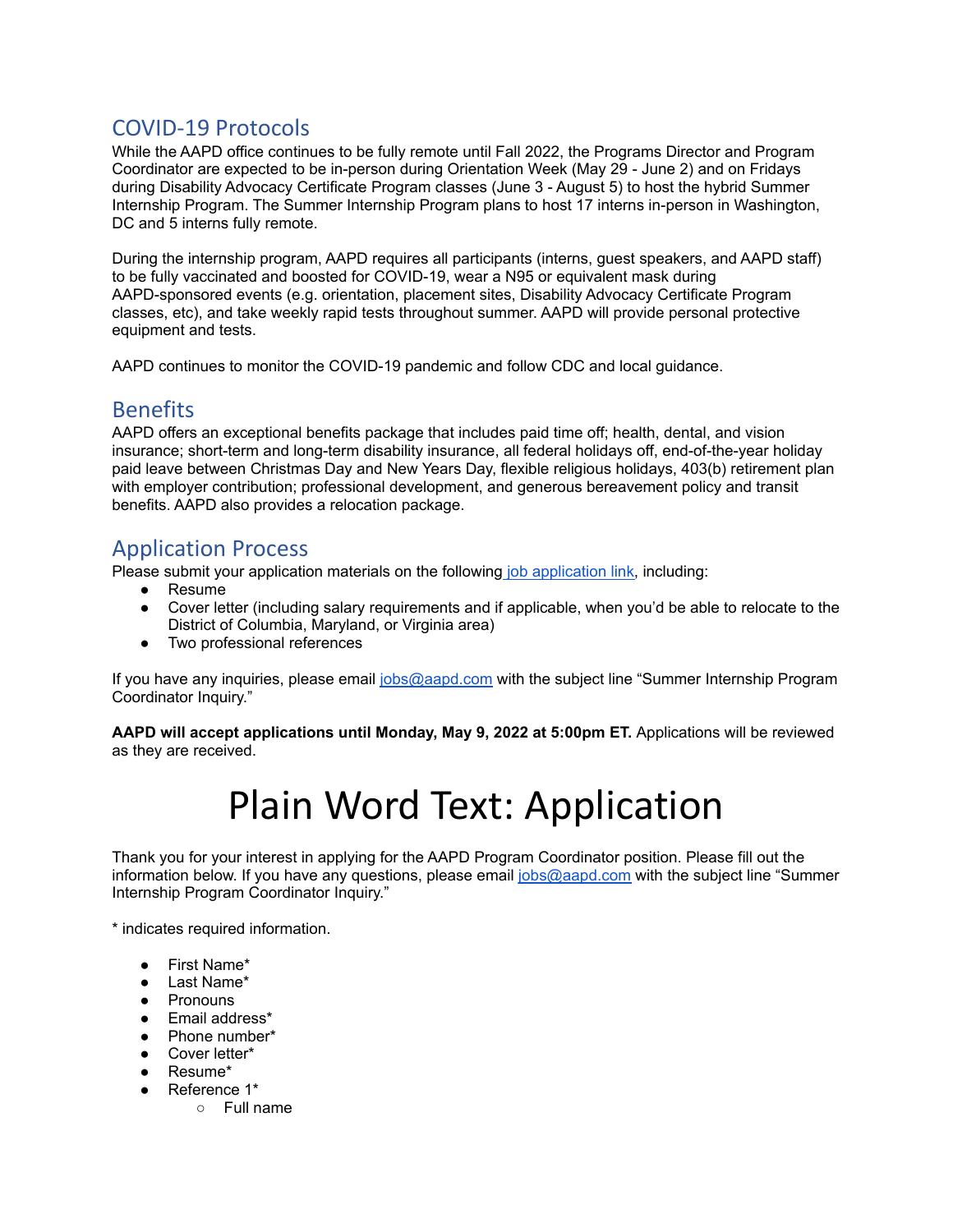## COVID-19 Protocols

While the AAPD office continues to be fully remote until Fall 2022, the Programs Director and Program Coordinator are expected to be in-person during Orientation Week (May 29 - June 2) and on Fridays during Disability Advocacy Certificate Program classes (June 3 - August 5) to host the hybrid Summer Internship Program. The Summer Internship Program plans to host 17 interns in-person in Washington, DC and 5 interns fully remote.

During the internship program, AAPD requires all participants (interns, guest speakers, and AAPD staff) to be fully vaccinated and boosted for COVID-19, wear a N95 or equivalent mask during AAPD-sponsored events (e.g. orientation, placement sites, Disability Advocacy Certificate Program classes, etc), and take weekly rapid tests throughout summer. AAPD will provide personal protective equipment and tests.

AAPD continues to monitor the COVID-19 pandemic and follow CDC and local guidance.

## Benefits

AAPD offers an exceptional benefits package that includes paid time off; health, dental, and vision insurance; short-term and long-term disability insurance, all federal holidays off, end-of-the-year holiday paid leave between Christmas Day and New Years Day, flexible religious holidays, 403(b) retirement plan with employer contribution; professional development, and generous bereavement policy and transit benefits. AAPD also provides a relocation package.

## Application Process

Please submit your application materials on the following job application link, including:

- Resume
- Cover letter (including salary requirements and if applicable, when you'd be able to relocate to the District of Columbia, Maryland, or Virginia area)
- Two professional references

If you have any inquiries, please email jobs@aapd.com with the subject line "Summer Internship Program Coordinator Inquiry."

**AAPD will accept applications until Monday, May 9, 2022 at 5:00pm ET.** Applications will be reviewed as they are received.

# Plain Word Text: Application

Thank you for your interest in applying for the AAPD Program Coordinator position. Please fill out the information below. If you have any questions, please email jobs@aapd.com with the subject line "Summer Internship Program Coordinator Inquiry."

* indicates required information.

- First Name*
- Last Name*
- Pronouns
- Email address*
- Phone number*
- Cover letter*
- Resume*
- Reference 1*
  - Full name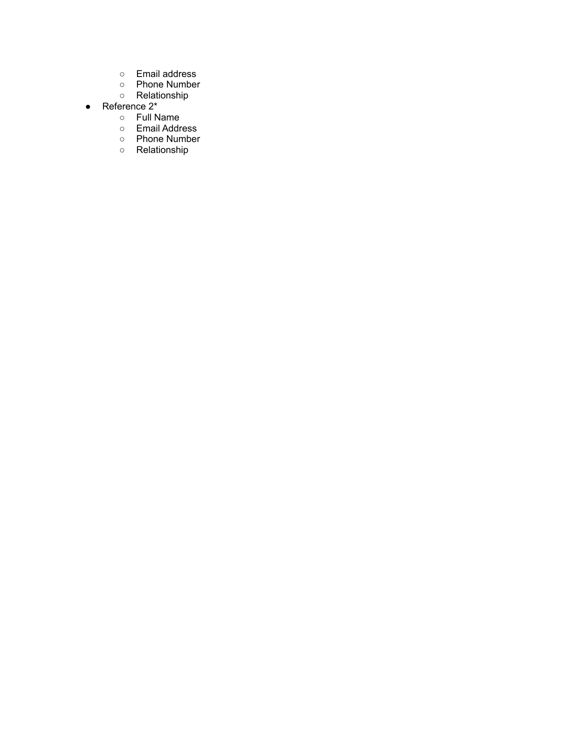- Email address
    - Phone Number
    - Relationship
- Reference 2*
    - Full Name
    - Email Address
    - Phone Number
    - Relationship